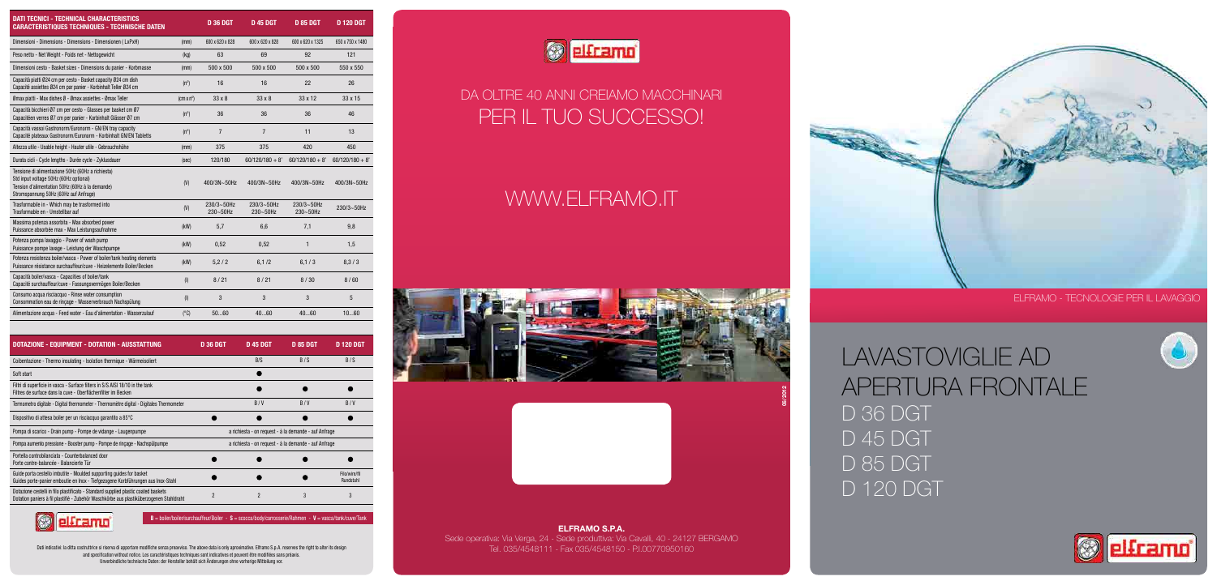| DATI TECNICI - TECHNICAL CHARACTERISTICS<br>CARACTERISTIQUES TECHNIQUES - TECHNISCHE DATEN | | D 36 DGT | D 45 DGT | D 85 DGT | D 120 DGT |
|---|---|---|---|---|---|
| Dimensioni - Dimensions - Dimensions - Dimensionen (LxPxH) | (mm) | 600 x 620 x 828 | 600 x 620 x 828 | 600 x 620 x 1325 | 650 x 750 x 1480 |
| Peso netto - Net Weight - Poids net - Nettogewicht | (kg) | 63 | 69 | 92 | 121 |
| Dimensioni cesto - Basket sizes - Dimensions du panier - Korbmasse | (mm) | 500 x 500 | 500 x 500 | 500 x 500 | 550 x 550 |
| Capacità piatti Ø24 cm per cesto - Basket capacity Ø24 cm dish<br>Capacité assiettes Ø24 cm par panier - Korbinhalt Teller Ø24 cm | (n°) | 16 | 16 | 22 | 26 |
| Ømax piatti - Max dishes Ø - Ømax assiettes - Ømax Teller | (cm x n°) | 33 x 8 | 33 x 8 | 33 x 12 | 33 x 15 |
| Capacità bicchieri Ø7 cm per cesto - Glasses per basket cm Ø7<br>Capacitéen verres Ø7 cm per panier - Korbinhalt Gläser Ø7 cm | (n°) | 36 | 36 | 36 | 46 |
| Capacità vassoi Gastronorm/Euronorm - GN/EN tray capacity<br>Capacité plateaux Gastronorm/Euronorm - Korbinhalt GN/EN Tablets | (n°) | 7 | 7 | 11 | 13 |
| Altezza utile - Usable height - Hauter utile - Gebrauchshöhe | (mm) | 375 | 375 | 420 | 450 |
| Durata cicli - Cycle lengths - Durée cycle - Zyklusdauer | (sec) | 120/180 | 60/120/180 + 8' | 60/120/180 + 8' | 60/120/180 + 8' |
| Tensione di alimentazione 50Hz (60Hz a richiesta)<br>Std input voltage 50Hz (60Hz optional)<br>Tension d'alimentation 50Hz (60Hz à la demande)<br>Stromspannung 50Hz (60Hz auf Anfrage) | (V) | 400/3N~50Hz | 400/3N~50Hz | 400/3N~50Hz | 400/3N~50Hz |
| Trasformabile in - Which may be transformed into<br>Trasformable en - Umstellbar auf | (V) | 230/3~50Hz<br>230~50Hz | 230/3~50Hz<br>230~50Hz | 230/3~50Hz<br>230~50Hz | 230/3~50Hz |
| Massima potenza assorbita - Max absorbed power<br>Puissance absorbée max - Max Leistungsaufnahme | (kW) | 5,7 | 6,6 | 7,1 | 9,8 |
| Potenza pompa lavaggio - Power of wash pump<br>Puissance pompe lavage - Leistung der Waschpumpe | (kW) | 0,52 | 0,52 | 1 | 1,5 |
| Potenza resistenza boiler/vasca - Power of boiler/tank heating elements<br>Puissance résistance surchauffeur/cuve - Heizelemente Boiler/Becken | (kW) | 5,2 / 2 | 6,1 /2 | 6,1 / 3 | 8,3 / 3 |
| Capacità boiler/vasca - Capacities of boiler/tank<br>Capacité surchauffeur/cuve - Fassungsvermögen Boiler/Becken | (l) | 8 / 21 | 8 / 21 | 8 / 30 | 8 / 60 |
| Consumo acqua risciacquo - Rinse water consumption<br>Consommation eau de rinçage - Wasserverbrauch Nachspülung | (l) | 3 | 3 | 3 | 5 |
| Alimentazione acqua - Feed water - Eau d'alimentation - Wasserzulauf | (°C) | 50...60 | 40...60 | 40...60 | 10...60 |

| DOTAZIONE - EQUIPMENT - DOTATION - AUSSTATTUNG | D 36 DGT | D 45 DGT | D 85 DGT | D 120 DGT |
|---|---|---|---|---|
| Coibentazione - Thermo insulating - Isolation thermique - Wärmeisoliert | | B/S | B / S | B / S |
| Soft start | | ● | | |
| Filtri di superficie in vasca - Surface filters in S/S AISI 18/10 in the tank<br>Filtres de surface dans la cuve - Oberflächenfilter im Becken | | ● | ● | ● |
| Termometro digitale - Digital thermometer - Thermomètre digital - Digitales Thermometer | | B / V | B / V | B / V |
| Dispositivo di attesa boiler per un risciacquo garantito a 85°C | ● | ● | ● | ● |
| Pompa di scarico - Drain pump - Pompe de vidange - Laugenpumpe | a richiesta - on request - à la demande - auf Anfrage | | | |
| Pompa aumento pressione - Booster pump - Pompe de rinçage - Nachspülpumpe | a richiesta - on request - à la demande - auf Anfrage | | | |
| Portella controbilanciata - Counterbalanced door<br>Porte contre-balancée - Balancierte Tür | ● | ● | ● | ● |
| Guide porta cestello imbutite - Moulded supporting guides for basket<br>Guides porte-panier embouties en Inox - Tiefgezogene Korbführungen aus Inox-Stahl | ● | ● | ● | Filo/wire/fil<br>Rundstahl |
| Dotazione cestelli in filo plastificato - Standard supplied plastic coated baskets<br>Dotation paniers à fil plastifié - Zubehör Waschkörbe aus plastiküberzogenem Stahldraht | 2 | 2 | 3 | 3 |

B = boiler/boiler/surchauffeur/Boiler - S = scocca/body/carrosserie/Rahmen - V = vasca/tank/cuve/Tank

Dati indicativi: la ditta costruttrice si riserva di apportare modifiche senza preavviso. The above data is only approximative. Elframo S.p.A. reserves the right to alter its design and specification without notice. Les caractéristiques techniques sont indicatives et peuvent être modifiées sans préavis. Unverbindliche technische Daten: der Hersteller behält sich Änderungen ohne vorherige Mitteilung vor.

## DA OLTRE 40 ANNI CREIAMO MACCHINARI PER IL TUO SUCCESSO!

WWW.ELFRAMO.IT

06/2012

**ELFRAMO S.P.A.**
Sede operativa: Via Verga, 24 - Sede produttiva: Via Cavalli, 40 - 24127 BERGAMO
Tel. 035/4548111 - Fax 035/4548150 - P.I.00770950160

ELFRAMO - TECNOLOGIE PER IL LAVAGGIO

# LAVASTOVIGLIE AD APERTURA FRONTALE

## D 36 DGT
## D 45 DGT
## D 85 DGT
## D 120 DGT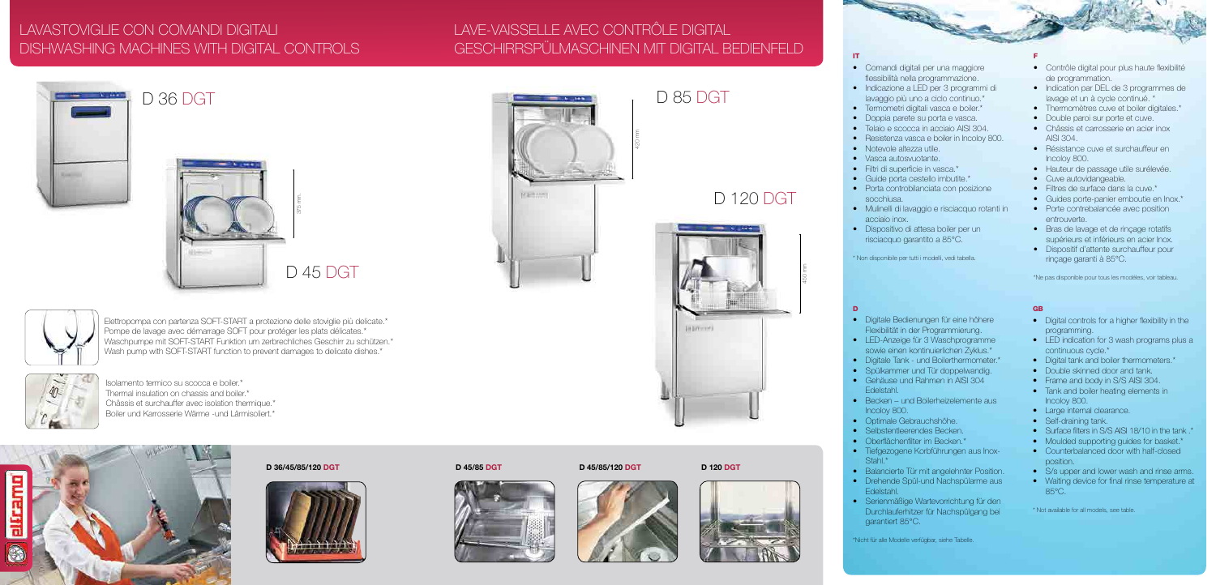# LAVASTOVIGLIE CON COMANDI DIGITALI
# DISHWASHING MACHINES WITH DIGITAL CONTROLS

# LAVE-VAISSELLE AVEC CONTRÔLE DIGITAL
# GESCHIRRSPÜLMASCHINEN MIT DIGITAL BEDIENFELD

D 36 DGT

375 mm

D 45 DGT

D 85 DGT

420 mm

D 120 DGT

420 mm

Elettropompa con partenza SOFT-START a protezione delle stoviglie più delicate.*
Pompe de lavage avec démarrage SOFT pour protéger les plats délicates.*
Waschpumpe mit SOFT-START Funktion um zerbrechliches Geschirr zu schützen.*
Wash pump with SOFT-START function to prevent damages to delicate dishes.*

Isolamento termico su scocca e boiler.*
Thermal insulation on chassis and boiler.*
Châssis et surchauffer avec isolation thermique.*
Boiler und Karrosserie Wärme -und Lärmisoliert.*

**D 36/45/85/120 DGT**

**D 45/85 DGT**

**D 45/85/120 DGT**

**D 120 DGT**

### IT

- Comandi digitali per una maggiore flessibilità nella programmazione.
- Indicazione a LED per 3 programmi di lavaggio più uno a ciclo continuo.*
- Termometri digitali vasca e boiler.*
- Doppia parete su porta e vasca.
- Telaio e scocca in acciaio AISI 304.
- Resistenza vasca e boiler in Incoloy 800.
- Notevole altezza utile.
- Vasca autosvuotante.
- Filtri di superficie in vasca.*
- Guide porta cestello imbutite.*
- Porta controbilanciata con posizione socchiusa.
- Mulinelli di lavaggio e risciacquo rotanti in acciaio inox.
- Dispositivo di attesa boiler per un risciacquo garantito a 85°C.

\* Non disponibile per tutti i modelli, vedi tabella.

### F

- Contrôle digital pour plus haute flexibilité de programmation.
- Indication par DEL de 3 programmes de lavage et un à cycle continué. *
- Thermomètres cuve et boiler digitales.*
- Double paroi sur porte et cuve.
- Châssis et carrosserie en acier inox AISI 304.
- Résistance cuve et surchauffeur en Incoloy 800.
- Hauteur de passage utile surélevée.
- Cuve autovidangeable.
- Filtres de surface dans la cuve.*
- Guides porte-panier emboutie en Inox.*
- Porte contrebalancée avec position entrouverte.
- Bras de lavage et de rinçage rotatifs supérieurs et inférieurs en acier Inox.
- Dispositif d'attente surchauffeur pour rinçage garanti à 85°C.

\*Ne pas disponible pour tous les modèles, voir tableau.

### D

- Digitale Bedienungen für eine höhere Flexibilität in der Programmierung.
- LED-Anzeige für 3 Waschprogramme sowie einen kontinuierlichen Zyklus.*
- Digitale Tank - und Boilerthermometer.*
- Spülkammer und Tür doppelwandig.
- Gehäuse und Rahmen in AISI 304 Edelstahl.
- Becken – und Boilerheizelemente aus Incoloy 800.
- Optimale Gebrauchshöhe.
- Selbstentleerendes Becken.
- Oberflächenfilter im Becken.*
- Tiefgezogene Korbführungen aus Inox-Stahl.*
- Balancierte Tür mit angelehnter Position.
- Drehende Spül-und Nachspülarme aus Edelstahl.
- Serienmäßige Wartevorrichtung für den Durchlauferhitzer für Nachspülgang bei garantiert 85°C.

\*Nicht für alle Modelle verfügbar, siehe Tabelle.

### GB

- Digital controls for a higher flexibility in the programming.
- LED indication for 3 wash programs plus a continuous cycle.*
- Digital tank and boiler thermometers.*
- Double skinned door and tank.
- Frame and body in S/S AISI 304.
- Tank and boiler heating elements in Incoloy 800.
- Large internal clearance.
- Self-draining tank.
- Surface filters in S/S AISI 18/10 in the tank .*
- Moulded supporting guides for basket.*
- Counterbalanced door with half-closed position.
- S/s upper and lower wash and rinse arms.
- Waiting device for final rinse temperature at 85°C.

\* Not available for all models, see table.